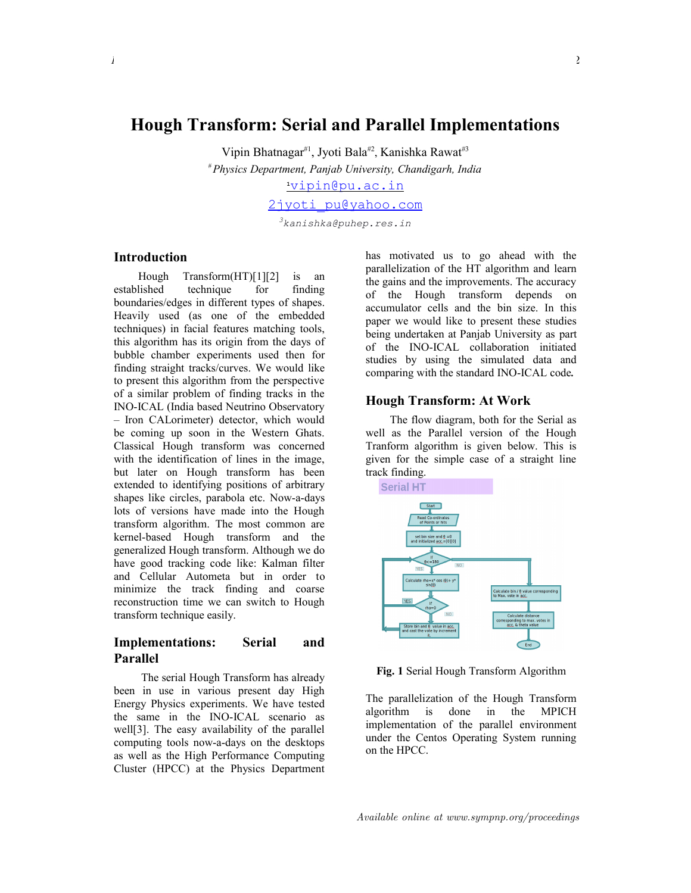# Hough Transform: Serial and Parallel Implementations

Vipin Bhatnagar[#1], Jyoti Bala[#2], Kanishka Rawat[#3]

[#] *Physics Department, Panjab University, Chandigarh, India*

[1] vipin@pu.ac.in

[2] jyoti_pu@yahoo.com

[3] kanishka@puhep.res.in

## Introduction

Hough Transform(HT)[1][2] is an established technique for finding boundaries/edges in different types of shapes. Heavily used (as one of the embedded techniques) in facial features matching tools, this algorithm has its origin from the days of bubble chamber experiments used then for finding straight tracks/curves. We would like to present this algorithm from the perspective of a similar problem of finding tracks in the INO-ICAL (India based Neutrino Observatory – Iron CALorimeter) detector, which would be coming up soon in the Western Ghats. Classical Hough transform was concerned with the identification of lines in the image, but later on Hough transform has been extended to identifying positions of arbitrary shapes like circles, parabola etc. Now-a-days lots of versions have made into the Hough transform algorithm. The most common are kernel-based Hough transform and the generalized Hough transform. Although we do have good tracking code like: Kalman filter and Cellular Autometa but in order to minimize the track finding and coarse reconstruction time we can switch to Hough transform technique easily.

## Implementations: Serial and Parallel

The serial Hough Transform has already been in use in various present day High Energy Physics experiments. We have tested the same in the INO-ICAL scenario as well[3]. The easy availability of the parallel computing tools now-a-days on the desktops as well as the High Performance Computing Cluster (HPCC) at the Physics Department has motivated us to go ahead with the parallelization of the HT algorithm and learn the gains and the improvements. The accuracy of the Hough transform depends on accumulator cells and the bin size. In this paper we would like to present these studies being undertaken at Panjab University as part of the INO-ICAL collaboration initiated studies by using the simulated data and comparing with the standard INO-ICAL code**.**

## Hough Transform: At Work

The flow diagram, both for the Serial as well as the Parallel version of the Hough Tranform algorithm is given below. This is given for the simple case of a straight line track finding.

**Fig. 1** Serial Hough Transform Algorithm

The parallelization of the Hough Transform algorithm is done in the MPICH implementation of the parallel environment under the Centos Operating System running on the HPCC.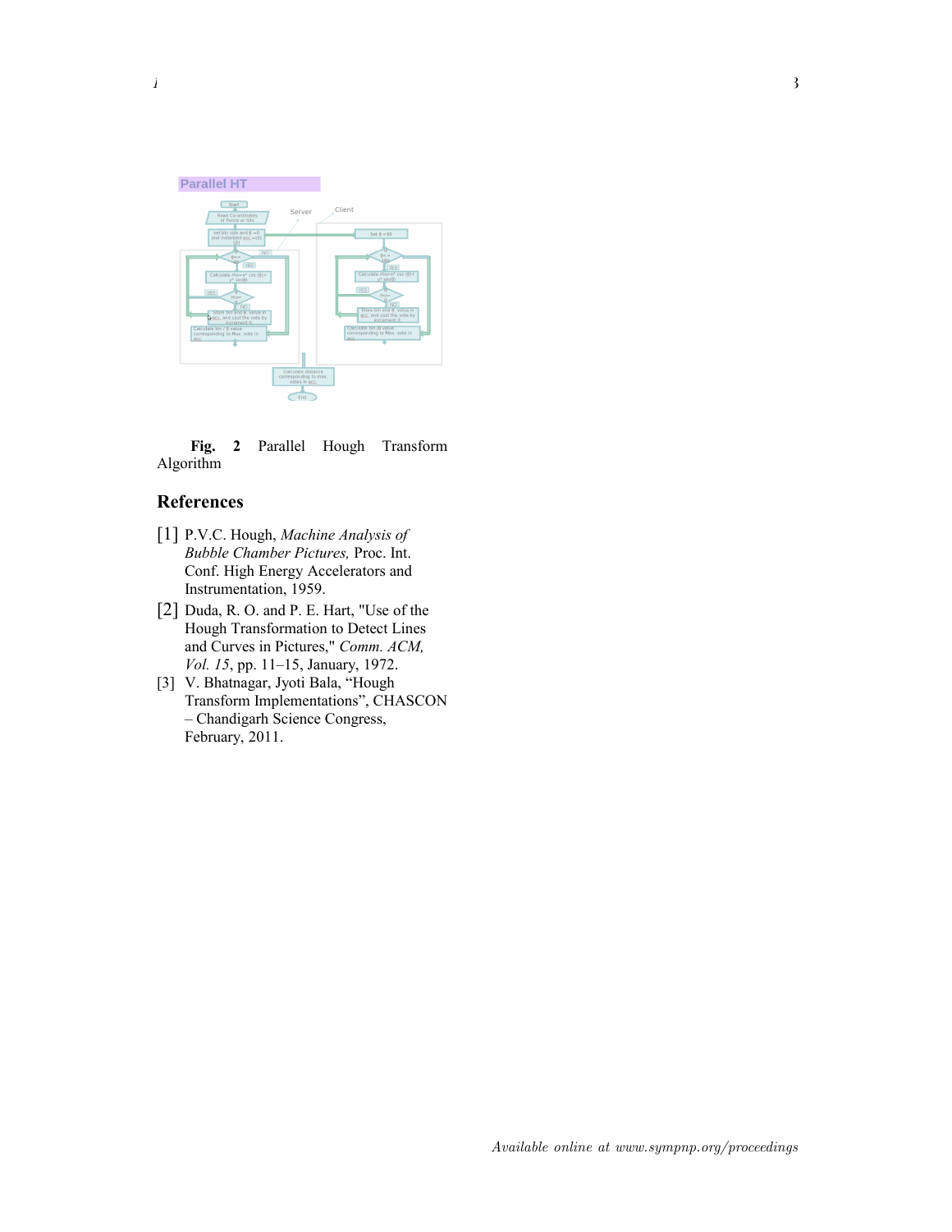**Fig. 2** Parallel Hough Transform Algorithm

## References

[1] P.V.C. Hough, *Machine Analysis of Bubble Chamber Pictures,* Proc. Int. Conf. High Energy Accelerators and Instrumentation, 1959.

[2] Duda, R. O. and P. E. Hart, "Use of the Hough Transformation to Detect Lines and Curves in Pictures," *Comm. ACM, Vol. 15*, pp. 11–15, January, 1972.

[3] V. Bhatnagar, Jyoti Bala, "Hough Transform Implementations", CHASCON – Chandigarh Science Congress, February, 2011.